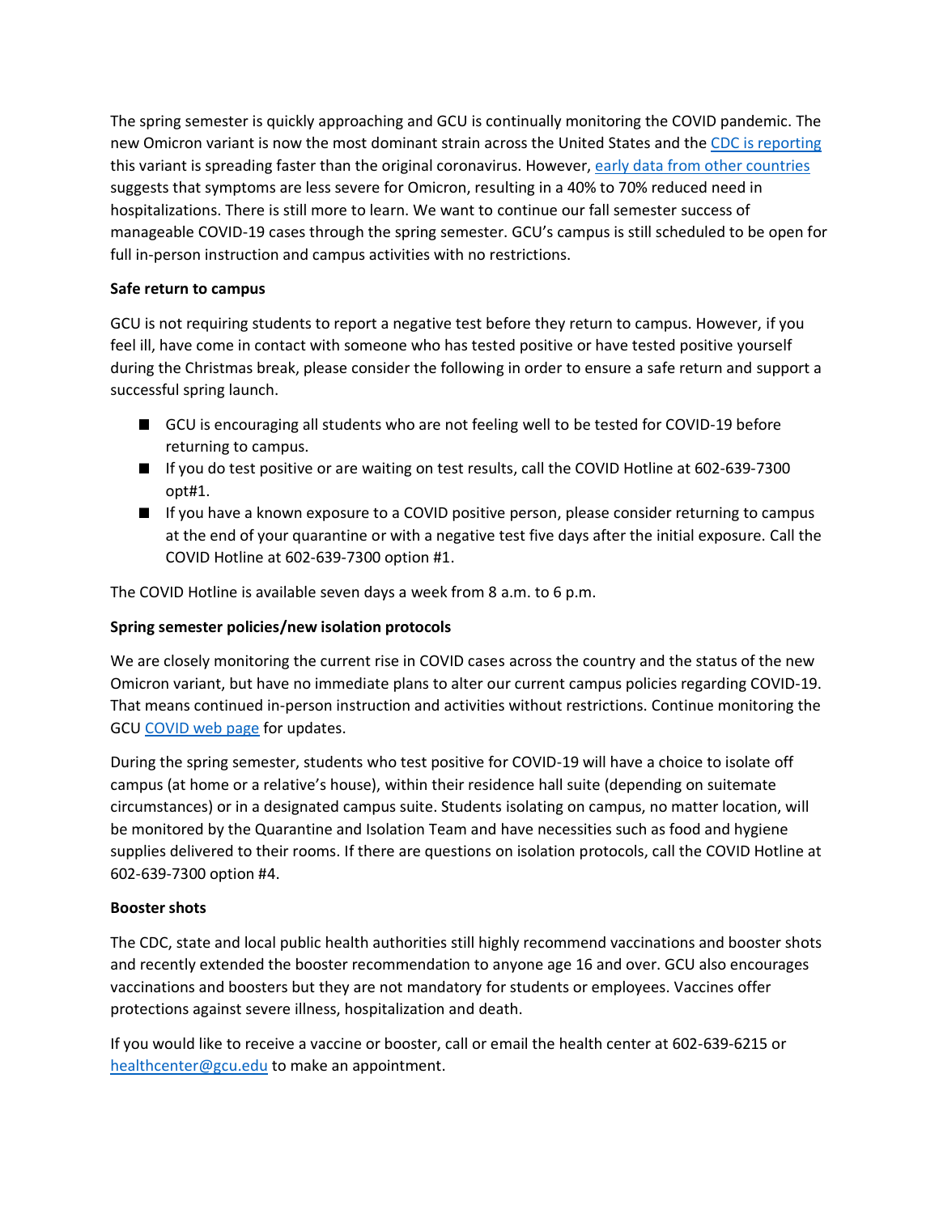The spring semester is quickly approaching and GCU is continually monitoring the COVID pandemic. The new Omicron variant is now the most dominant strain across the United States and the [CDC is reporting](#) this variant is spreading faster than the original coronavirus. However, [early data from other countries](#) suggests that symptoms are less severe for Omicron, resulting in a 40% to 70% reduced need in hospitalizations. There is still more to learn. We want to continue our fall semester success of manageable COVID-19 cases through the spring semester. GCU's campus is still scheduled to be open for full in-person instruction and campus activities with no restrictions.

**Safe return to campus**

GCU is not requiring students to report a negative test before they return to campus. However, if you feel ill, have come in contact with someone who has tested positive or have tested positive yourself during the Christmas break, please consider the following in order to ensure a safe return and support a successful spring launch.

- GCU is encouraging all students who are not feeling well to be tested for COVID-19 before returning to campus.
- If you do test positive or are waiting on test results, call the COVID Hotline at 602-639-7300 opt#1.
- If you have a known exposure to a COVID positive person, please consider returning to campus at the end of your quarantine or with a negative test five days after the initial exposure. Call the COVID Hotline at 602-639-7300 option #1.

The COVID Hotline is available seven days a week from 8 a.m. to 6 p.m.

**Spring semester policies/new isolation protocols**

We are closely monitoring the current rise in COVID cases across the country and the status of the new Omicron variant, but have no immediate plans to alter our current campus policies regarding COVID-19. That means continued in-person instruction and activities without restrictions. Continue monitoring the GCU [COVID web page](#) for updates.

During the spring semester, students who test positive for COVID-19 will have a choice to isolate off campus (at home or a relative's house), within their residence hall suite (depending on suitemate circumstances) or in a designated campus suite. Students isolating on campus, no matter location, will be monitored by the Quarantine and Isolation Team and have necessities such as food and hygiene supplies delivered to their rooms. If there are questions on isolation protocols, call the COVID Hotline at 602-639-7300 option #4.

**Booster shots**

The CDC, state and local public health authorities still highly recommend vaccinations and booster shots and recently extended the booster recommendation to anyone age 16 and over. GCU also encourages vaccinations and boosters but they are not mandatory for students or employees. Vaccines offer protections against severe illness, hospitalization and death.

If you would like to receive a vaccine or booster, call or email the health center at 602-639-6215 or [healthcenter@gcu.edu](mailto:healthcenter@gcu.edu) to make an appointment.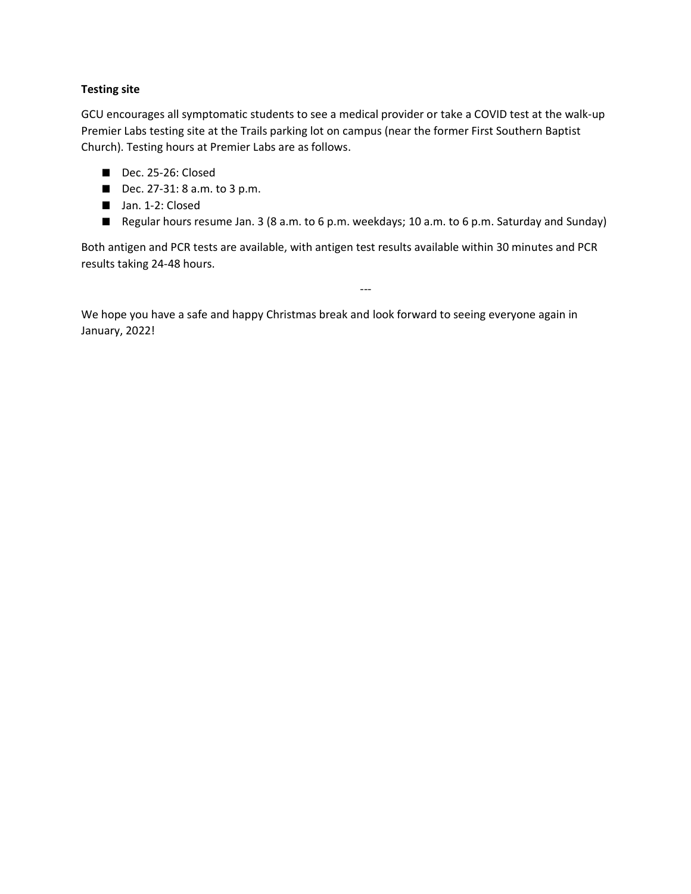**Testing site**

GCU encourages all symptomatic students to see a medical provider or take a COVID test at the walk-up Premier Labs testing site at the Trails parking lot on campus (near the former First Southern Baptist Church). Testing hours at Premier Labs are as follows.

- Dec. 25-26: Closed
- Dec. 27-31: 8 a.m. to 3 p.m.
- Jan. 1-2: Closed
- Regular hours resume Jan. 3 (8 a.m. to 6 p.m. weekdays; 10 a.m. to 6 p.m. Saturday and Sunday)

Both antigen and PCR tests are available, with antigen test results available within 30 minutes and PCR results taking 24-48 hours.

---

We hope you have a safe and happy Christmas break and look forward to seeing everyone again in January, 2022!